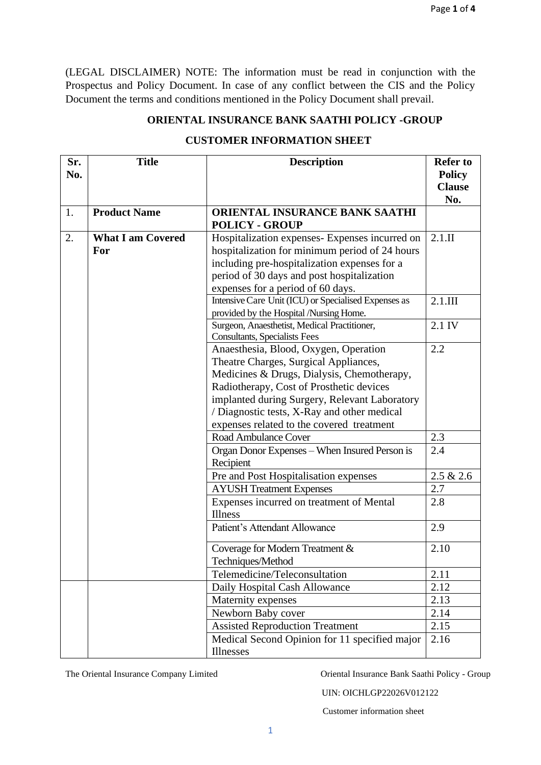(LEGAL DISCLAIMER) NOTE: The information must be read in conjunction with the Prospectus and Policy Document. In case of any conflict between the CIS and the Policy Document the terms and conditions mentioned in the Policy Document shall prevail.

## ORIENTAL INSURANCE BANK SAATHI POLICY -GROUP

## CUSTOMER INFORMATION SHEET

| Sr. No. | Title | Description | Refer to Policy Clause No. |
|---|---|---|---|
| 1. | **Product Name** | **ORIENTAL INSURANCE BANK SAATHI POLICY - GROUP** | |
| 2. | **What I am Covered For** | Hospitalization expenses- Expenses incurred on hospitalization for minimum period of 24 hours including pre-hospitalization expenses for a period of 30 days and post hospitalization expenses for a period of 60 days. | 2.1.II |
| | | Intensive Care Unit (ICU) or Specialised Expenses as provided by the Hospital /Nursing Home. | 2.1.III |
| | | Surgeon, Anaesthetist, Medical Practitioner, Consultants, Specialists Fees | 2.1 IV |
| | | Anaesthesia, Blood, Oxygen, Operation Theatre Charges, Surgical Appliances, Medicines & Drugs, Dialysis, Chemotherapy, Radiotherapy, Cost of Prosthetic devices implanted during Surgery, Relevant Laboratory / Diagnostic tests, X-Ray and other medical expenses related to the covered treatment | 2.2 |
| | | Road Ambulance Cover | 2.3 |
| | | Organ Donor Expenses – When Insured Person is Recipient | 2.4 |
| | | Pre and Post Hospitalisation expenses | 2.5 & 2.6 |
| | | AYUSH Treatment Expenses | 2.7 |
| | | Expenses incurred on treatment of Mental Illness | 2.8 |
| | | Patient's Attendant Allowance | 2.9 |
| | | Coverage for Modern Treatment & Techniques/Method | 2.10 |
| | | Telemedicine/Teleconsultation | 2.11 |
| | | Daily Hospital Cash Allowance | 2.12 |
| | | Maternity expenses | 2.13 |
| | | Newborn Baby cover | 2.14 |
| | | Assisted Reproduction Treatment | 2.15 |
| | | Medical Second Opinion for 11 specified major Illnesses | 2.16 |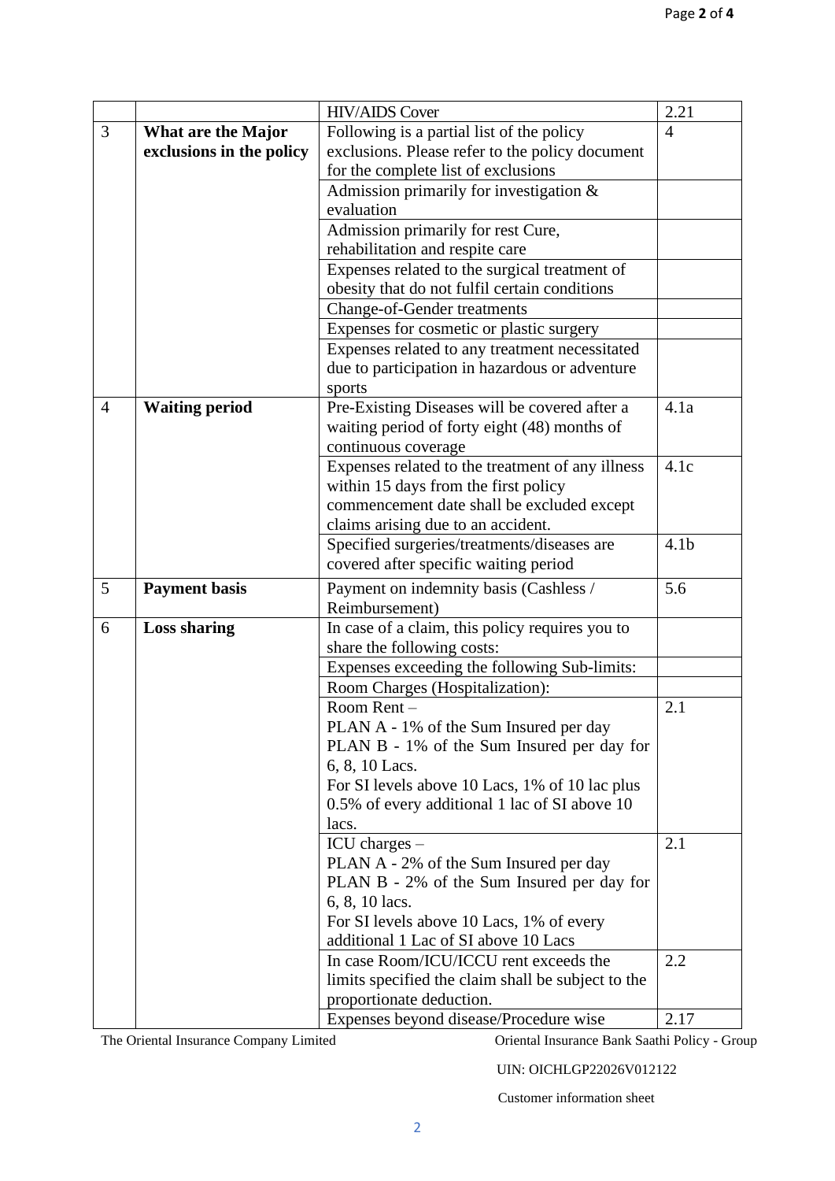| | | | |
|---|---|---|---|
| | | HIV/AIDS Cover | 2.21 |
| 3 | **What are the Major exclusions in the policy** | Following is a partial list of the policy exclusions. Please refer to the policy document for the complete list of exclusions | 4 |
| | | Admission primarily for investigation & evaluation | |
| | | Admission primarily for rest Cure, rehabilitation and respite care | |
| | | Expenses related to the surgical treatment of obesity that do not fulfil certain conditions | |
| | | Change-of-Gender treatments | |
| | | Expenses for cosmetic or plastic surgery | |
| | | Expenses related to any treatment necessitated due to participation in hazardous or adventure sports | |
| 4 | **Waiting period** | Pre-Existing Diseases will be covered after a waiting period of forty eight (48) months of continuous coverage | 4.1a |
| | | Expenses related to the treatment of any illness within 15 days from the first policy commencement date shall be excluded except claims arising due to an accident. | 4.1c |
| | | Specified surgeries/treatments/diseases are covered after specific waiting period | 4.1b |
| 5 | **Payment basis** | Payment on indemnity basis (Cashless / Reimbursement) | 5.6 |
| 6 | **Loss sharing** | In case of a claim, this policy requires you to share the following costs: | |
| | | Expenses exceeding the following Sub-limits: | |
| | | Room Charges (Hospitalization): | |
| | | Room Rent – PLAN A - 1% of the Sum Insured per day PLAN B - 1% of the Sum Insured per day for 6, 8, 10 Lacs. For SI levels above 10 Lacs, 1% of 10 lac plus 0.5% of every additional 1 lac of SI above 10 lacs. | 2.1 |
| | | ICU charges – PLAN A - 2% of the Sum Insured per day PLAN B - 2% of the Sum Insured per day for 6, 8, 10 lacs. For SI levels above 10 Lacs, 1% of every additional 1 Lac of SI above 10 Lacs | 2.1 |
| | | In case Room/ICU/ICCU rent exceeds the limits specified the claim shall be subject to the proportionate deduction. | 2.2 |
| | | Expenses beyond disease/Procedure wise | 2.17 |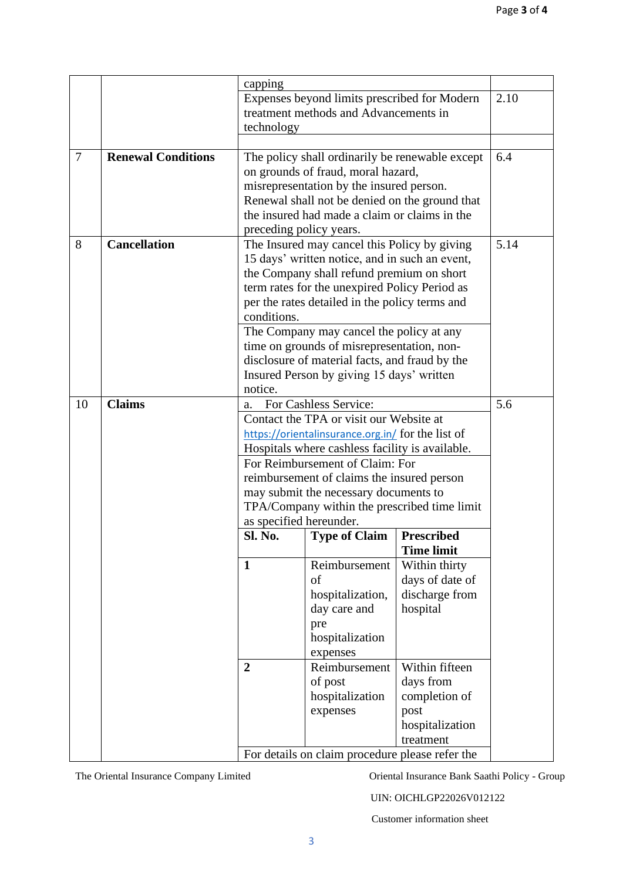| | | | |
|---|---|---|---|
| | | capping | |
| | | Expenses beyond limits prescribed for Modern treatment methods and Advancements in technology | 2.10 |
| | | | |
| 7 | **Renewal Conditions** | The policy shall ordinarily be renewable except on grounds of fraud, moral hazard, misrepresentation by the insured person. Renewal shall not be denied on the ground that the insured had made a claim or claims in the preceding policy years. | 6.4 |
| 8 | **Cancellation** | The Insured may cancel this Policy by giving 15 days' written notice, and in such an event, the Company shall refund premium on short term rates for the unexpired Policy Period as per the rates detailed in the policy terms and conditions.<br>The Company may cancel the policy at any time on grounds of misrepresentation, non-disclosure of material facts, and fraud by the Insured Person by giving 15 days' written notice. | 5.14 |
| 10 | **Claims** | a. For Cashless Service:<br>Contact the TPA or visit our Website at https://orientalinsurance.org.in/ for the list of Hospitals where cashless facility is available.<br>For Reimbursement of Claim: For reimbursement of claims the insured person may submit the necessary documents to TPA/Company within the prescribed time limit as specified hereunder.<br><br>**Sl. No.** / **Type of Claim** / **Prescribed Time limit**<br>**1** / Reimbursement of hospitalization, day care and pre hospitalization expenses / Within thirty days of date of discharge from hospital<br>**2** / Reimbursement of post hospitalization expenses / Within fifteen days from completion of post hospitalization treatment<br><br>For details on claim procedure please refer the | 5.6 |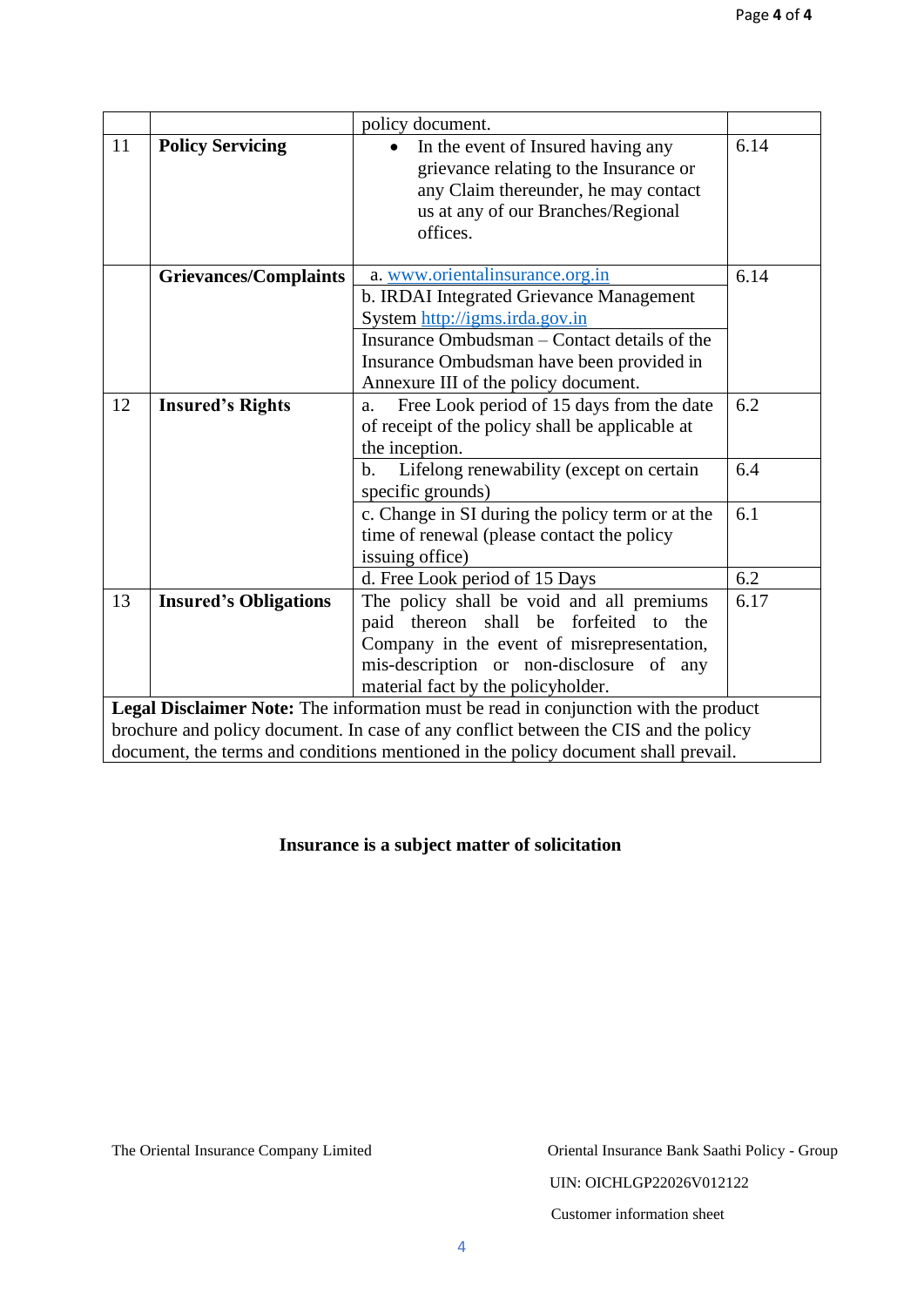| | | | |
|---|---|---|---|
| | | policy document. | |
| 11 | **Policy Servicing** | • In the event of Insured having any grievance relating to the Insurance or any Claim thereunder, he may contact us at any of our Branches/Regional offices. | 6.14 |
| | **Grievances/Complaints** | a. [www.orientalinsurance.org.in](http://www.orientalinsurance.org.in) b. IRDAI Integrated Grievance Management System [http://igms.irda.gov.in](http://igms.irda.gov.in) Insurance Ombudsman – Contact details of the Insurance Ombudsman have been provided in Annexure III of the policy document. | 6.14 |
| 12 | **Insured's Rights** | a. Free Look period of 15 days from the date of receipt of the policy shall be applicable at the inception. | 6.2 |
| | | b. Lifelong renewability (except on certain specific grounds) | 6.4 |
| | | c. Change in SI during the policy term or at the time of renewal (please contact the policy issuing office) | 6.1 |
| | | d. Free Look period of 15 Days | 6.2 |
| 13 | **Insured's Obligations** | The policy shall be void and all premiums paid thereon shall be forfeited to the Company in the event of misrepresentation, mis-description or non-disclosure of any material fact by the policyholder. | 6.17 |

**Legal Disclaimer Note:** The information must be read in conjunction with the product brochure and policy document. In case of any conflict between the CIS and the policy document, the terms and conditions mentioned in the policy document shall prevail.

**Insurance is a subject matter of solicitation**

The Oriental Insurance Company Limited

Oriental Insurance Bank Saathi Policy - Group

UIN: OICHLGP22026V012122

Customer information sheet